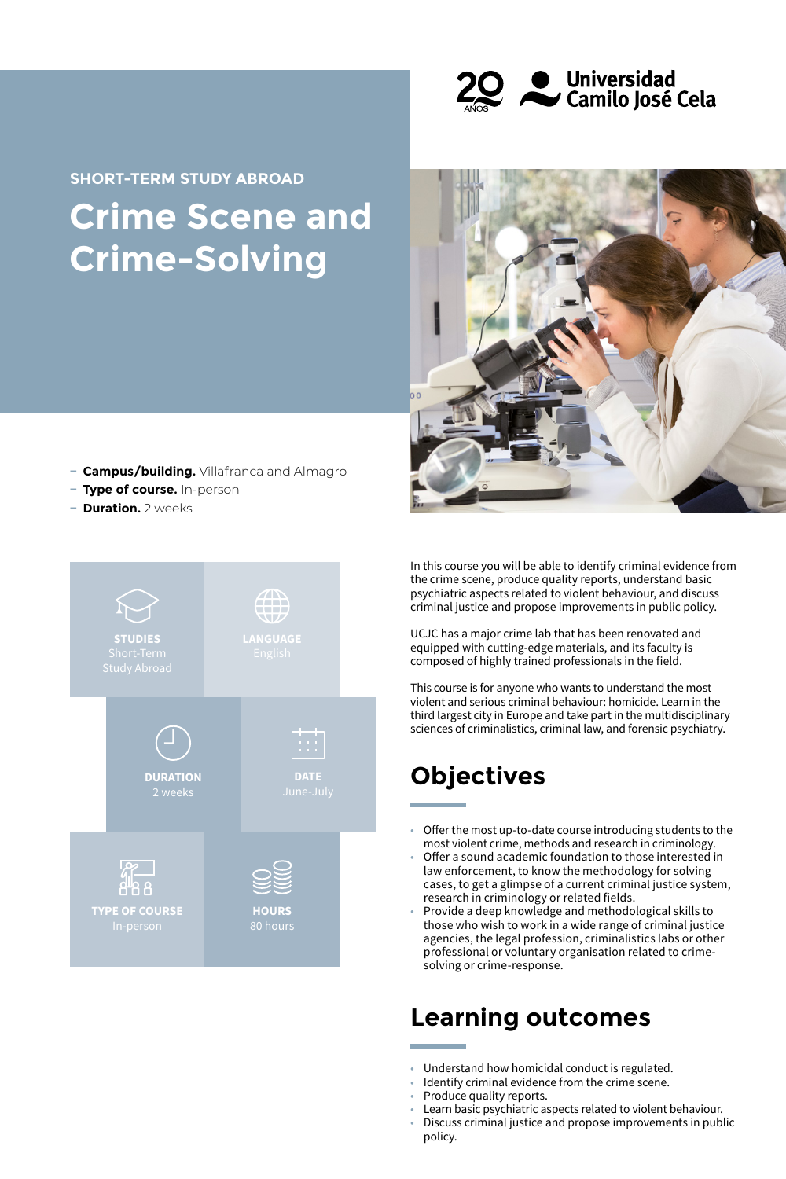20 AÑOS Universidad Camilo José Cela

SHORT-TERM STUDY ABROAD

# Crime Scene and Crime-Solving

- **Campus/building.** Villafranca and Almagro
- **Type of course.** In-person
- **Duration.** 2 weeks

**STUDIES**
Short-Term Study Abroad

**LANGUAGE**
English

**DURATION**
2 weeks

**DATE**
June-July

**TYPE OF COURSE**
In-person

**HOURS**
80 hours

In this course you will be able to identify criminal evidence from the crime scene, produce quality reports, understand basic psychiatric aspects related to violent behaviour, and discuss criminal justice and propose improvements in public policy.

UCJC has a major crime lab that has been renovated and equipped with cutting-edge materials, and its faculty is composed of highly trained professionals in the field.

This course is for anyone who wants to understand the most violent and serious criminal behaviour: homicide. Learn in the third largest city in Europe and take part in the multidisciplinary sciences of criminalistics, criminal law, and forensic psychiatry.

## Objectives

- Offer the most up-to-date course introducing students to the most violent crime, methods and research in criminology.
- Offer a sound academic foundation to those interested in law enforcement, to know the methodology for solving cases, to get a glimpse of a current criminal justice system, research in criminology or related fields.
- Provide a deep knowledge and methodological skills to those who wish to work in a wide range of criminal justice agencies, the legal profession, criminalistics labs or other professional or voluntary organisation related to crime-solving or crime-response.

## Learning outcomes

- Understand how homicidal conduct is regulated.
- Identify criminal evidence from the crime scene.
- Produce quality reports.
- Learn basic psychiatric aspects related to violent behaviour.
- Discuss criminal justice and propose improvements in public policy.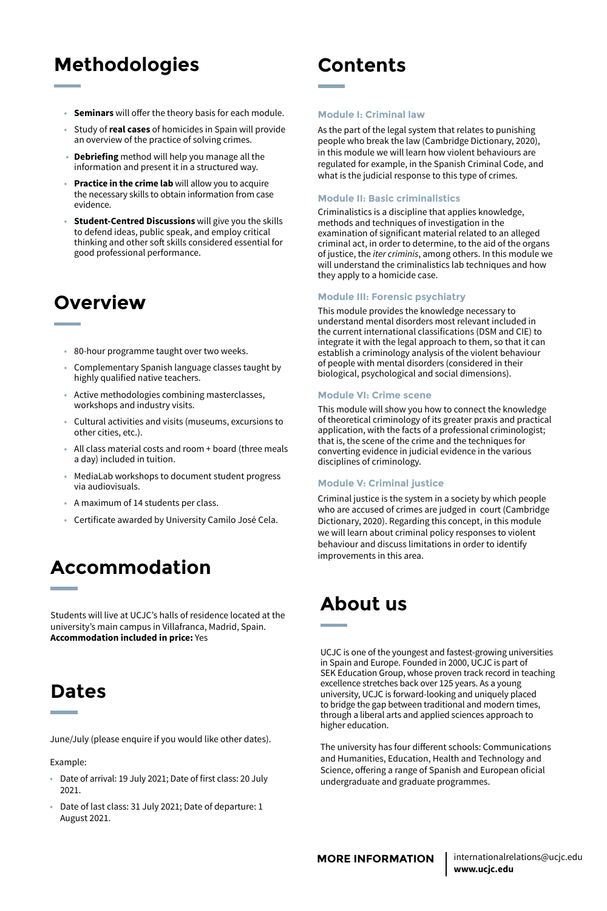## Methodologies

- **Seminars** will offer the theory basis for each module.
- Study of **real cases** of homicides in Spain will provide an overview of the practice of solving crimes.
- **Debriefing** method will help you manage all the information and present it in a structured way.
- **Practice in the crime lab** will allow you to acquire the necessary skills to obtain information from case evidence.
- **Student-Centred Discussions** will give you the skills to defend ideas, public speak, and employ critical thinking and other soft skills considered essential for good professional performance.

## Overview

- 80-hour programme taught over two weeks.
- Complementary Spanish language classes taught by highly qualified native teachers.
- Active methodologies combining masterclasses, workshops and industry visits.
- Cultural activities and visits (museums, excursions to other cities, etc.).
- All class material costs and room + board (three meals a day) included in tuition.
- MediaLab workshops to document student progress via audiovisuals.
- A maximum of 14 students per class.
- Certificate awarded by University Camilo José Cela.

## Accommodation

Students will live at UCJC's halls of residence located at the university's main campus in Villafranca, Madrid, Spain.
**Accommodation included in price:** Yes

## Dates

June/July (please enquire if you would like other dates).

Example:

- Date of arrival: 19 July 2021; Date of first class: 20 July 2021.
- Date of last class: 31 July 2021; Date of departure: 1 August 2021.

## Contents

### Module I: Criminal law

As the part of the legal system that relates to punishing people who break the law (Cambridge Dictionary, 2020), in this module we will learn how violent behaviours are regulated for example, in the Spanish Criminal Code, and what is the judicial response to this type of crimes.

### Module II: Basic criminalistics

Criminalistics is a discipline that applies knowledge, methods and techniques of investigation in the examination of significant material related to an alleged criminal act, in order to determine, to the aid of the organs of justice, the *iter criminis*, among others. In this module we will understand the criminalistics lab techniques and how they apply to a homicide case.

### Module III: Forensic psychiatry

This module provides the knowledge necessary to understand mental disorders most relevant included in the current international classifications (DSM and CIE) to integrate it with the legal approach to them, so that it can establish a criminology analysis of the violent behaviour of people with mental disorders (considered in their biological, psychological and social dimensions).

### Module VI: Crime scene

This module will show you how to connect the knowledge of theoretical criminology of its greater praxis and practical application, with the facts of a professional criminologist; that is, the scene of the crime and the techniques for converting evidence in judicial evidence in the various disciplines of criminology.

### Module V: Criminal justice

Criminal justice is the system in a society by which people who are accused of crimes are judged in court (Cambridge Dictionary, 2020). Regarding this concept, in this module we will learn about criminal policy responses to violent behaviour and discuss limitations in order to identify improvements in this area.

## About us

UCJC is one of the youngest and fastest-growing universities in Spain and Europe. Founded in 2000, UCJC is part of SEK Education Group, whose proven track record in teaching excellence stretches back over 125 years. As a young university, UCJC is forward-looking and uniquely placed to bridge the gap between traditional and modern times, through a liberal arts and applied sciences approach to higher education.

The university has four different schools: Communications and Humanities, Education, Health and Technology and Science, offering a range of Spanish and European oficial undergraduate and graduate programmes.

**MORE INFORMATION**

internationalrelations@ucjc.edu
**www.ucjc.edu**